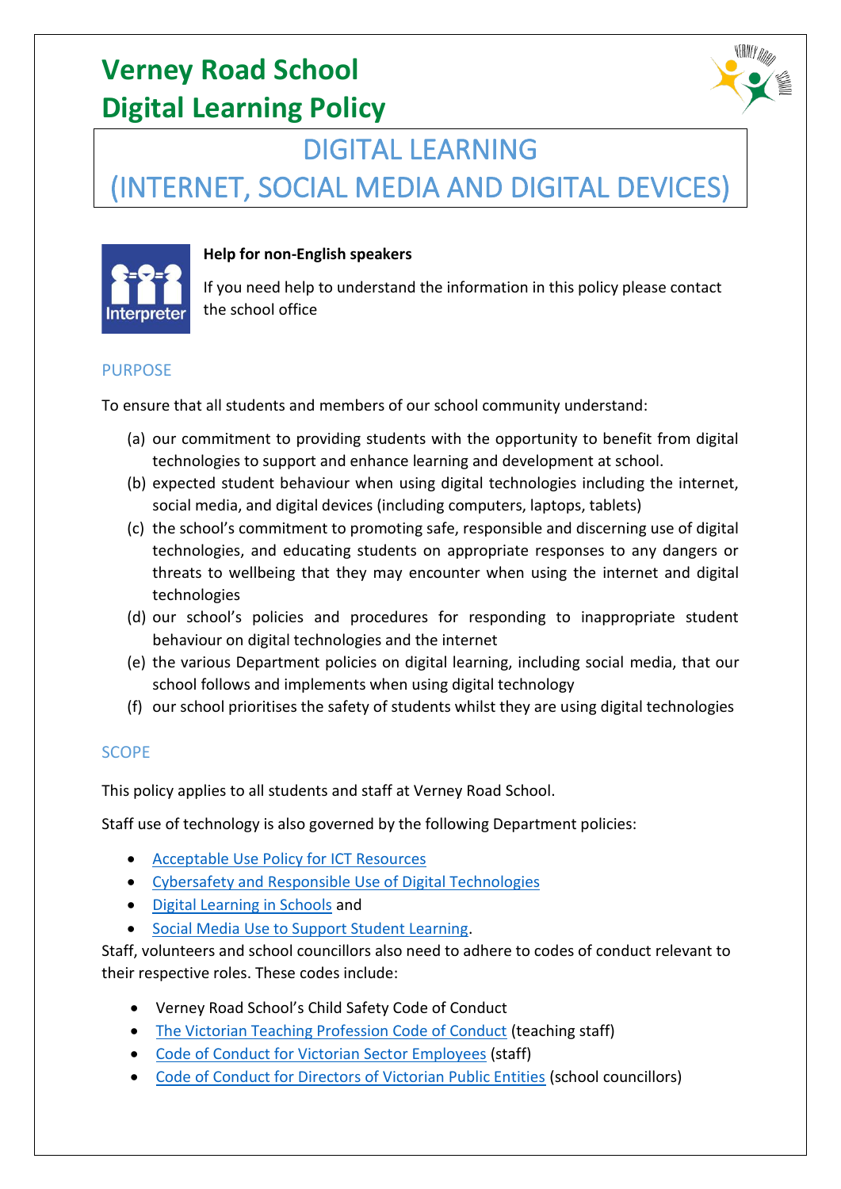# Verney Road School
# Digital Learning Policy

## DIGITAL LEARNING
## (INTERNET, SOCIAL MEDIA AND DIGITAL DEVICES)

**Help for non-English speakers**

If you need help to understand the information in this policy please contact the school office

### PURPOSE

To ensure that all students and members of our school community understand:

(a) our commitment to providing students with the opportunity to benefit from digital technologies to support and enhance learning and development at school.

(b) expected student behaviour when using digital technologies including the internet, social media, and digital devices (including computers, laptops, tablets)

(c) the school's commitment to promoting safe, responsible and discerning use of digital technologies, and educating students on appropriate responses to any dangers or threats to wellbeing that they may encounter when using the internet and digital technologies

(d) our school's policies and procedures for responding to inappropriate student behaviour on digital technologies and the internet

(e) the various Department policies on digital learning, including social media, that our school follows and implements when using digital technology

(f) our school prioritises the safety of students whilst they are using digital technologies

### SCOPE

This policy applies to all students and staff at Verney Road School.

Staff use of technology is also governed by the following Department policies:

- Acceptable Use Policy for ICT Resources
- Cybersafety and Responsible Use of Digital Technologies
- Digital Learning in Schools and
- Social Media Use to Support Student Learning.

Staff, volunteers and school councillors also need to adhere to codes of conduct relevant to their respective roles. These codes include:

- Verney Road School's Child Safety Code of Conduct
- The Victorian Teaching Profession Code of Conduct (teaching staff)
- Code of Conduct for Victorian Sector Employees (staff)
- Code of Conduct for Directors of Victorian Public Entities (school councillors)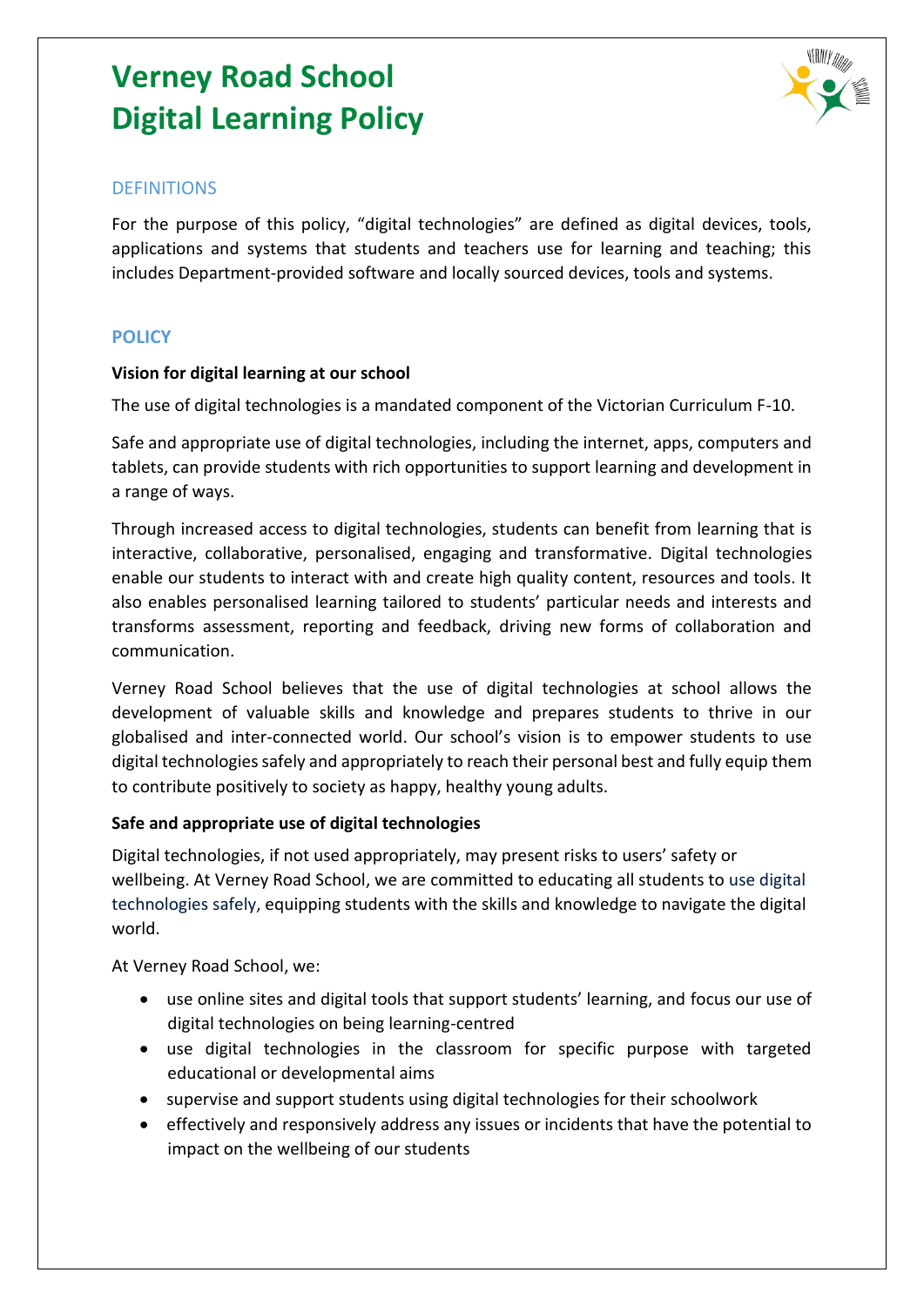# Verney Road School Digital Learning Policy

## DEFINITIONS

For the purpose of this policy, "digital technologies" are defined as digital devices, tools, applications and systems that students and teachers use for learning and teaching; this includes Department-provided software and locally sourced devices, tools and systems.

## POLICY

### Vision for digital learning at our school

The use of digital technologies is a mandated component of the Victorian Curriculum F-10.

Safe and appropriate use of digital technologies, including the internet, apps, computers and tablets, can provide students with rich opportunities to support learning and development in a range of ways.

Through increased access to digital technologies, students can benefit from learning that is interactive, collaborative, personalised, engaging and transformative. Digital technologies enable our students to interact with and create high quality content, resources and tools. It also enables personalised learning tailored to students' particular needs and interests and transforms assessment, reporting and feedback, driving new forms of collaboration and communication.

Verney Road School believes that the use of digital technologies at school allows the development of valuable skills and knowledge and prepares students to thrive in our globalised and inter-connected world. Our school's vision is to empower students to use digital technologies safely and appropriately to reach their personal best and fully equip them to contribute positively to society as happy, healthy young adults.

### Safe and appropriate use of digital technologies

Digital technologies, if not used appropriately, may present risks to users' safety or wellbeing. At Verney Road School, we are committed to educating all students to use digital technologies safely, equipping students with the skills and knowledge to navigate the digital world.

At Verney Road School, we:

- use online sites and digital tools that support students' learning, and focus our use of digital technologies on being learning-centred
- use digital technologies in the classroom for specific purpose with targeted educational or developmental aims
- supervise and support students using digital technologies for their schoolwork
- effectively and responsively address any issues or incidents that have the potential to impact on the wellbeing of our students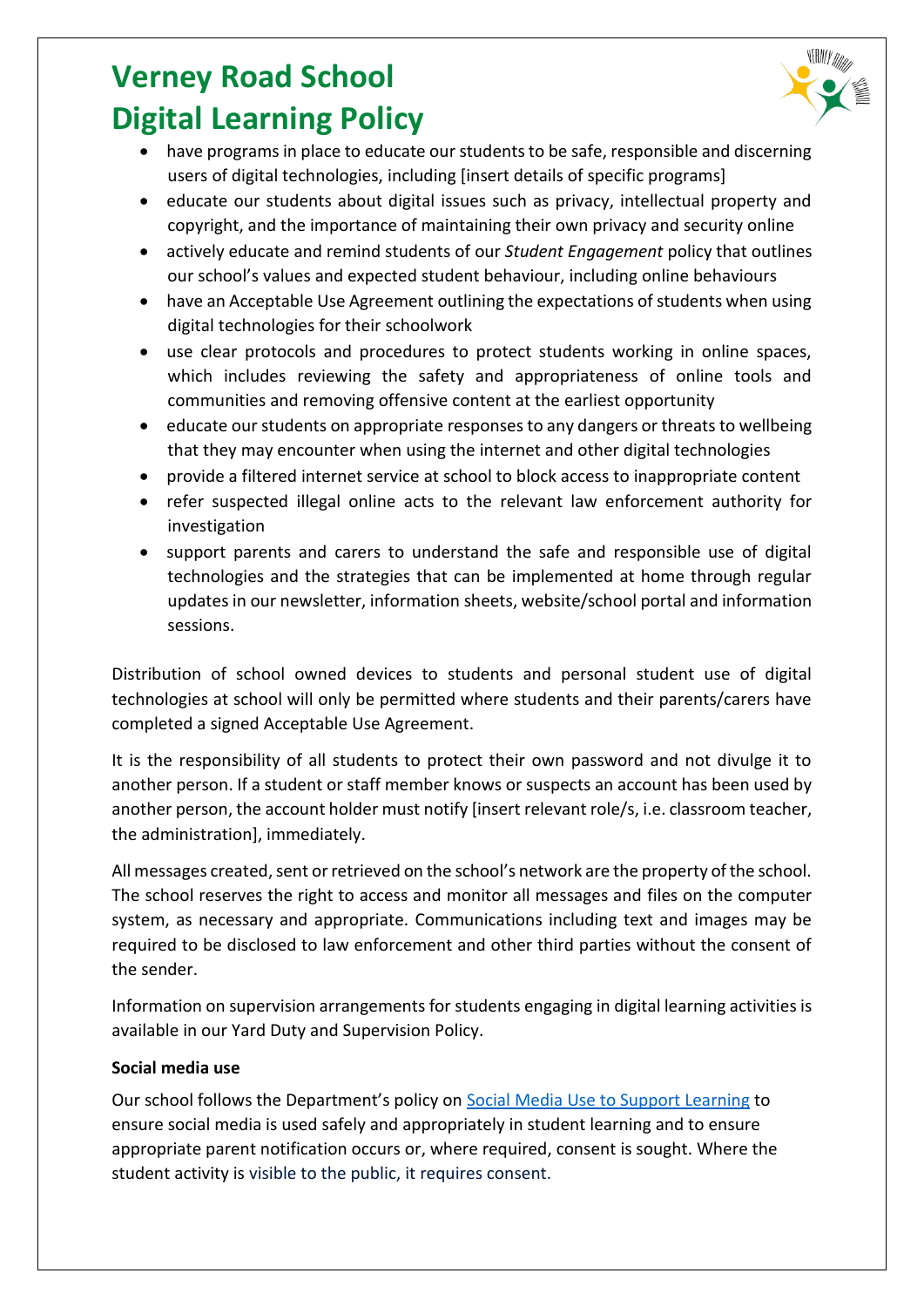- have programs in place to educate our students to be safe, responsible and discerning users of digital technologies, including [insert details of specific programs]
- educate our students about digital issues such as privacy, intellectual property and copyright, and the importance of maintaining their own privacy and security online
- actively educate and remind students of our *Student Engagement* policy that outlines our school's values and expected student behaviour, including online behaviours
- have an Acceptable Use Agreement outlining the expectations of students when using digital technologies for their schoolwork
- use clear protocols and procedures to protect students working in online spaces, which includes reviewing the safety and appropriateness of online tools and communities and removing offensive content at the earliest opportunity
- educate our students on appropriate responses to any dangers or threats to wellbeing that they may encounter when using the internet and other digital technologies
- provide a filtered internet service at school to block access to inappropriate content
- refer suspected illegal online acts to the relevant law enforcement authority for investigation
- support parents and carers to understand the safe and responsible use of digital technologies and the strategies that can be implemented at home through regular updates in our newsletter, information sheets, website/school portal and information sessions.

Distribution of school owned devices to students and personal student use of digital technologies at school will only be permitted where students and their parents/carers have completed a signed Acceptable Use Agreement.

It is the responsibility of all students to protect their own password and not divulge it to another person. If a student or staff member knows or suspects an account has been used by another person, the account holder must notify [insert relevant role/s, i.e. classroom teacher, the administration], immediately.

All messages created, sent or retrieved on the school's network are the property of the school. The school reserves the right to access and monitor all messages and files on the computer system, as necessary and appropriate. Communications including text and images may be required to be disclosed to law enforcement and other third parties without the consent of the sender.

Information on supervision arrangements for students engaging in digital learning activities is available in our Yard Duty and Supervision Policy.

**Social media use**

Our school follows the Department's policy on [Social Media Use to Support Learning] to ensure social media is used safely and appropriately in student learning and to ensure appropriate parent notification occurs or, where required, consent is sought. Where the student activity is visible to the public, it requires consent.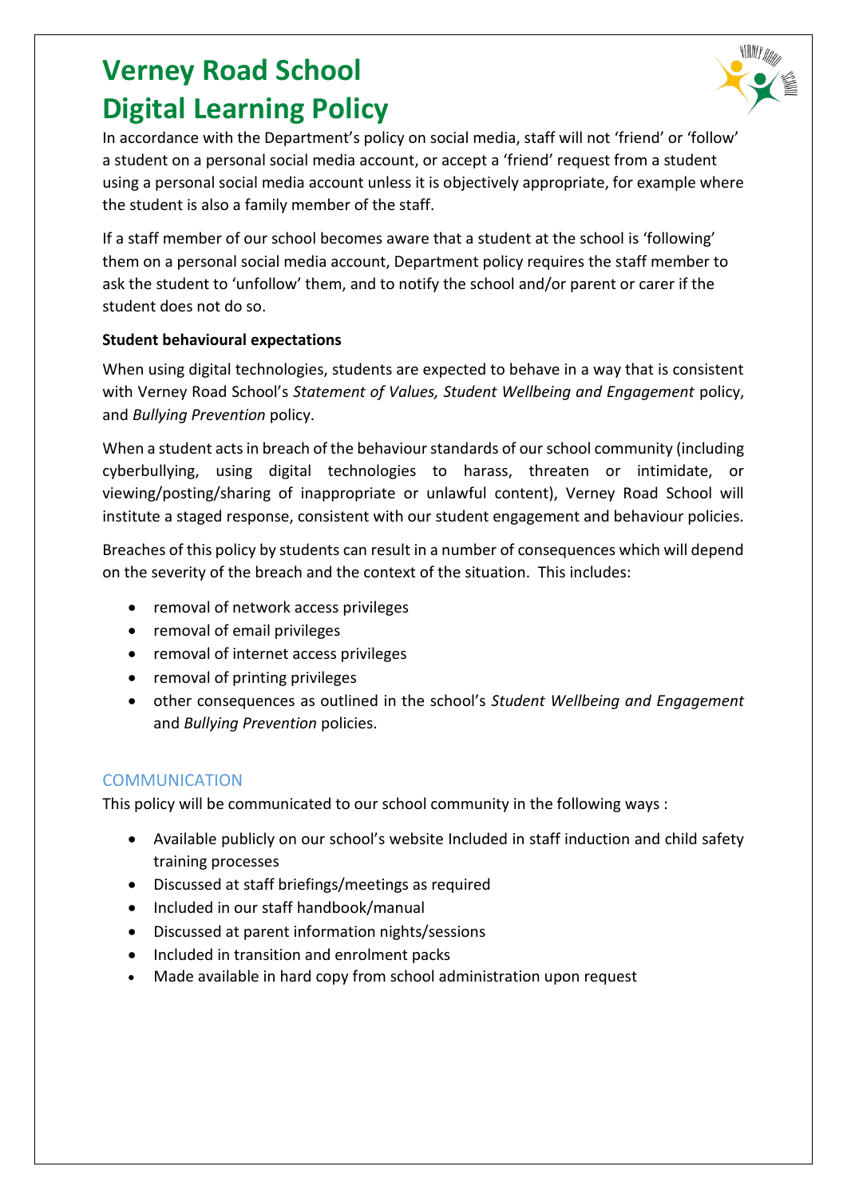# Verney Road School
# Digital Learning Policy

In accordance with the Department's policy on social media, staff will not 'friend' or 'follow' a student on a personal social media account, or accept a 'friend' request from a student using a personal social media account unless it is objectively appropriate, for example where the student is also a family member of the staff.

If a staff member of our school becomes aware that a student at the school is 'following' them on a personal social media account, Department policy requires the staff member to ask the student to 'unfollow' them, and to notify the school and/or parent or carer if the student does not do so.

**Student behavioural expectations**

When using digital technologies, students are expected to behave in a way that is consistent with Verney Road School's *Statement of Values, Student Wellbeing and Engagement* policy, and *Bullying Prevention* policy.

When a student acts in breach of the behaviour standards of our school community (including cyberbullying, using digital technologies to harass, threaten or intimidate, or viewing/posting/sharing of inappropriate or unlawful content), Verney Road School will institute a staged response, consistent with our student engagement and behaviour policies.

Breaches of this policy by students can result in a number of consequences which will depend on the severity of the breach and the context of the situation. This includes:

- removal of network access privileges
- removal of email privileges
- removal of internet access privileges
- removal of printing privileges
- other consequences as outlined in the school's *Student Wellbeing and Engagement* and *Bullying Prevention* policies.

## COMMUNICATION

This policy will be communicated to our school community in the following ways :

- Available publicly on our school's website Included in staff induction and child safety training processes
- Discussed at staff briefings/meetings as required
- Included in our staff handbook/manual
- Discussed at parent information nights/sessions
- Included in transition and enrolment packs
- Made available in hard copy from school administration upon request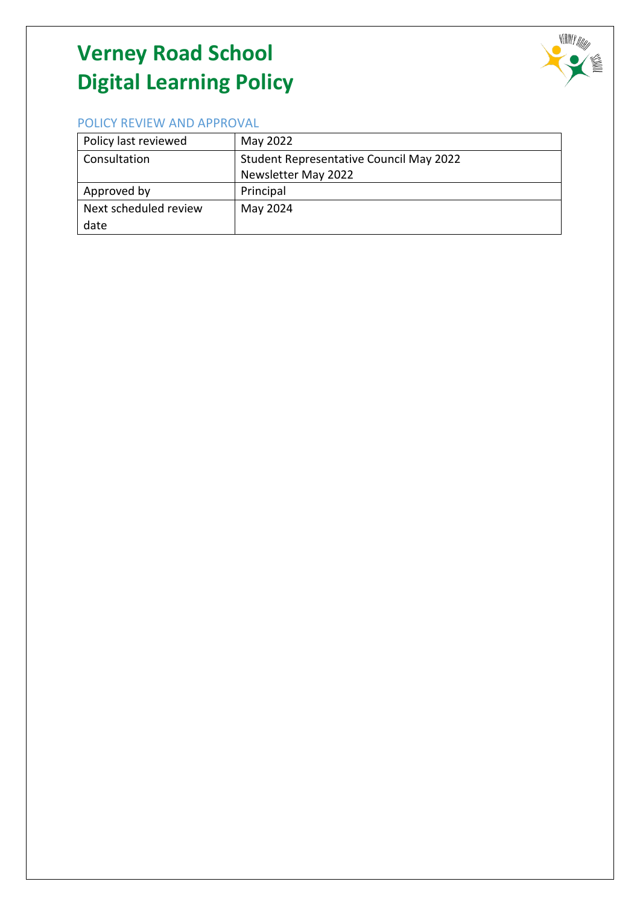# Verney Road School
# Digital Learning Policy

## POLICY REVIEW AND APPROVAL

| | |
|---|---|
| Policy last reviewed | May 2022 |
| Consultation | Student Representative Council May 2022<br>Newsletter May 2022 |
| Approved by | Principal |
| Next scheduled review date | May 2024 |